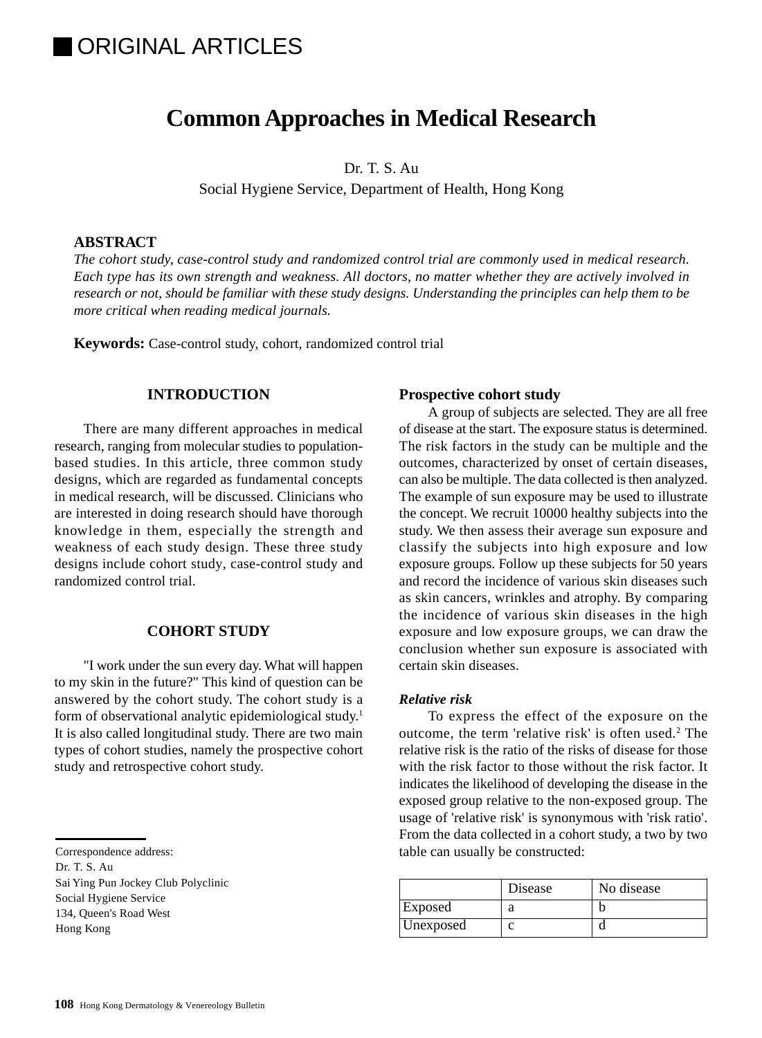ORIGINAL ARTICLES

# Common Approaches in Medical Research

Dr. T. S. Au
Social Hygiene Service, Department of Health, Hong Kong

**ABSTRACT**

*The cohort study, case-control study and randomized control trial are commonly used in medical research. Each type has its own strength and weakness. All doctors, no matter whether they are actively involved in research or not, should be familiar with these study designs. Understanding the principles can help them to be more critical when reading medical journals.*

**Keywords:** Case-control study, cohort, randomized control trial

## INTRODUCTION

There are many different approaches in medical research, ranging from molecular studies to population-based studies. In this article, three common study designs, which are regarded as fundamental concepts in medical research, will be discussed. Clinicians who are interested in doing research should have thorough knowledge in them, especially the strength and weakness of each study design. These three study designs include cohort study, case-control study and randomized control trial.

## COHORT STUDY

"I work under the sun every day. What will happen to my skin in the future?" This kind of question can be answered by the cohort study. The cohort study is a form of observational analytic epidemiological study.[1] It is also called longitudinal study. There are two main types of cohort studies, namely the prospective cohort study and retrospective cohort study.

Correspondence address:
Dr. T. S. Au
Sai Ying Pun Jockey Club Polyclinic
Social Hygiene Service
134, Queen's Road West
Hong Kong

### Prospective cohort study

A group of subjects are selected. They are all free of disease at the start. The exposure status is determined. The risk factors in the study can be multiple and the outcomes, characterized by onset of certain diseases, can also be multiple. The data collected is then analyzed. The example of sun exposure may be used to illustrate the concept. We recruit 10000 healthy subjects into the study. We then assess their average sun exposure and classify the subjects into high exposure and low exposure groups. Follow up these subjects for 50 years and record the incidence of various skin diseases such as skin cancers, wrinkles and atrophy. By comparing the incidence of various skin diseases in the high exposure and low exposure groups, we can draw the conclusion whether sun exposure is associated with certain skin diseases.

#### *Relative risk*

To express the effect of the exposure on the outcome, the term 'relative risk' is often used.[2] The relative risk is the ratio of the risks of disease for those with the risk factor to those without the risk factor. It indicates the likelihood of developing the disease in the exposed group relative to the non-exposed group. The usage of 'relative risk' is synonymous with 'risk ratio'. From the data collected in a cohort study, a two by two table can usually be constructed:

| | Disease | No disease |
|---|---|---|
| Exposed | a | b |
| Unexposed | c | d |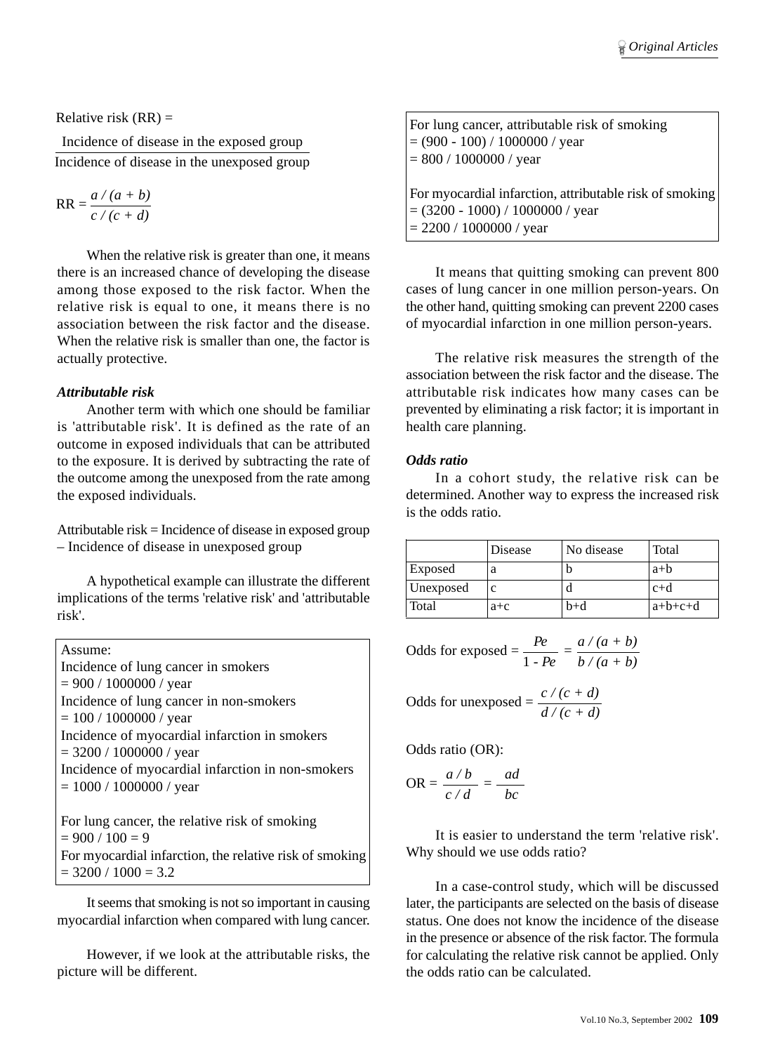Relative risk (RR) =

$$\frac{\text{Incidence of disease in the exposed group}}{\text{Incidence of disease in the unexposed group}}$$

$$RR = \frac{a / (a + b)}{c / (c + d)}$$

When the relative risk is greater than one, it means there is an increased chance of developing the disease among those exposed to the risk factor. When the relative risk is equal to one, it means there is no association between the risk factor and the disease. When the relative risk is smaller than one, the factor is actually protective.

### *Attributable risk*

Another term with which one should be familiar is 'attributable risk'. It is defined as the rate of an outcome in exposed individuals that can be attributed to the exposure. It is derived by subtracting the rate of the outcome among the unexposed from the rate among the exposed individuals.

Attributable risk = Incidence of disease in exposed group – Incidence of disease in unexposed group

A hypothetical example can illustrate the different implications of the terms 'relative risk' and 'attributable risk'.

> Assume:
> Incidence of lung cancer in smokers
> = 900 / 1000000 / year
> Incidence of lung cancer in non-smokers
> = 100 / 1000000 / year
> Incidence of myocardial infarction in smokers
> = 3200 / 1000000 / year
> Incidence of myocardial infarction in non-smokers
> = 1000 / 1000000 / year
>
> For lung cancer, the relative risk of smoking
> = 900 / 100 = 9
> For myocardial infarction, the relative risk of smoking
> = 3200 / 1000 = 3.2

It seems that smoking is not so important in causing myocardial infarction when compared with lung cancer.

However, if we look at the attributable risks, the picture will be different.

> For lung cancer, attributable risk of smoking
> = (900 - 100) / 1000000 / year
> = 800 / 1000000 / year
>
> For myocardial infarction, attributable risk of smoking
> = (3200 - 1000) / 1000000 / year
> = 2200 / 1000000 / year

It means that quitting smoking can prevent 800 cases of lung cancer in one million person-years. On the other hand, quitting smoking can prevent 2200 cases of myocardial infarction in one million person-years.

The relative risk measures the strength of the association between the risk factor and the disease. The attributable risk indicates how many cases can be prevented by eliminating a risk factor; it is important in health care planning.

### *Odds ratio*

In a cohort study, the relative risk can be determined. Another way to express the increased risk is the odds ratio.

| | Disease | No disease | Total |
|---|---|---|---|
| Exposed | a | b | a+b |
| Unexposed | c | d | c+d |
| Total | a+c | b+d | a+b+c+d |

$$\text{Odds for exposed} = \frac{Pe}{1 - Pe} = \frac{a / (a + b)}{b / (a + b)}$$

$$\text{Odds for unexposed} = \frac{c / (c + d)}{d / (c + d)}$$

Odds ratio (OR):

$$OR = \frac{a / b}{c / d} = \frac{ad}{bc}$$

It is easier to understand the term 'relative risk'. Why should we use odds ratio?

In a case-control study, which will be discussed later, the participants are selected on the basis of disease status. One does not know the incidence of the disease in the presence or absence of the risk factor. The formula for calculating the relative risk cannot be applied. Only the odds ratio can be calculated.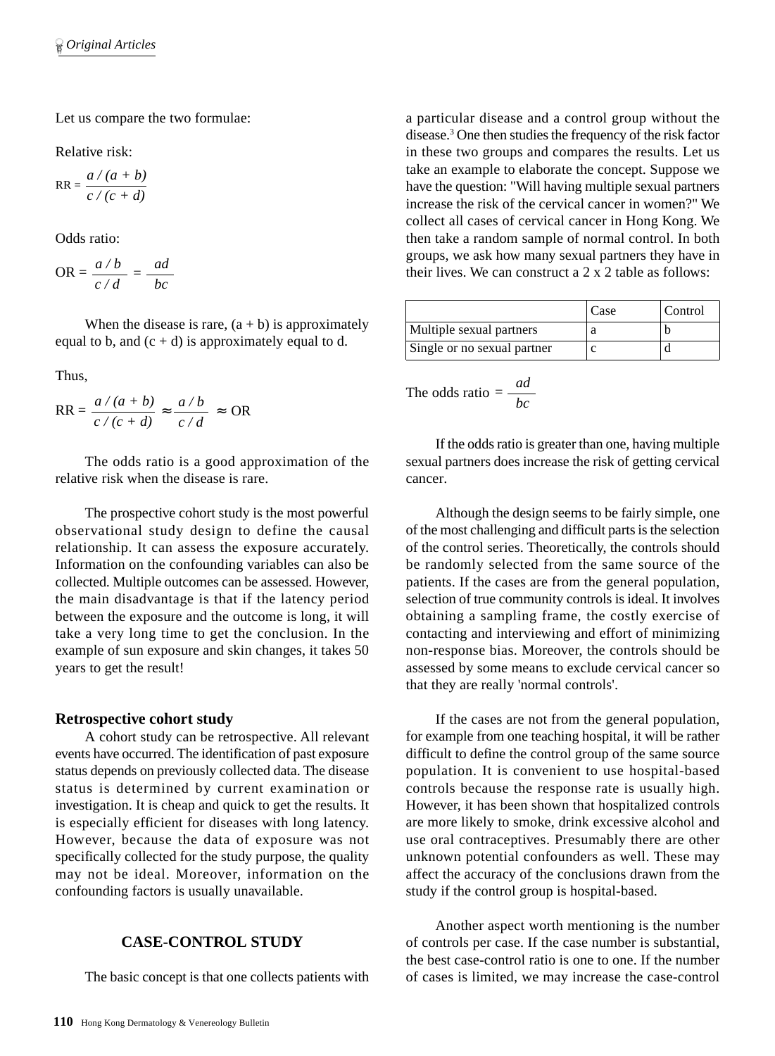Let us compare the two formulae:

Relative risk:

$$RR = \frac{a / (a + b)}{c / (c + d)}$$

Odds ratio:

$$OR = \frac{a / b}{c / d} = \frac{ad}{bc}$$

When the disease is rare, (a + b) is approximately equal to b, and (c + d) is approximately equal to d.

Thus,

$$RR = \frac{a / (a + b)}{c / (c + d)} \approx \frac{a / b}{c / d} \approx OR$$

The odds ratio is a good approximation of the relative risk when the disease is rare.

The prospective cohort study is the most powerful observational study design to define the causal relationship. It can assess the exposure accurately. Information on the confounding variables can also be collected. Multiple outcomes can be assessed. However, the main disadvantage is that if the latency period between the exposure and the outcome is long, it will take a very long time to get the conclusion. In the example of sun exposure and skin changes, it takes 50 years to get the result!

### Retrospective cohort study

A cohort study can be retrospective. All relevant events have occurred. The identification of past exposure status depends on previously collected data. The disease status is determined by current examination or investigation. It is cheap and quick to get the results. It is especially efficient for diseases with long latency. However, because the data of exposure was not specifically collected for the study purpose, the quality may not be ideal. Moreover, information on the confounding factors is usually unavailable.

## CASE-CONTROL STUDY

The basic concept is that one collects patients with a particular disease and a control group without the disease.[3] One then studies the frequency of the risk factor in these two groups and compares the results. Let us take an example to elaborate the concept. Suppose we have the question: "Will having multiple sexual partners increase the risk of the cervical cancer in women?" We collect all cases of cervical cancer in Hong Kong. We then take a random sample of normal control. In both groups, we ask how many sexual partners they have in their lives. We can construct a 2 x 2 table as follows:

| | Case | Control |
|---|---|---|
| Multiple sexual partners | a | b |
| Single or no sexual partner | c | d |

$$\text{The odds ratio} = \frac{ad}{bc}$$

If the odds ratio is greater than one, having multiple sexual partners does increase the risk of getting cervical cancer.

Although the design seems to be fairly simple, one of the most challenging and difficult parts is the selection of the control series. Theoretically, the controls should be randomly selected from the same source of the patients. If the cases are from the general population, selection of true community controls is ideal. It involves obtaining a sampling frame, the costly exercise of contacting and interviewing and effort of minimizing non-response bias. Moreover, the controls should be assessed by some means to exclude cervical cancer so that they are really 'normal controls'.

If the cases are not from the general population, for example from one teaching hospital, it will be rather difficult to define the control group of the same source population. It is convenient to use hospital-based controls because the response rate is usually high. However, it has been shown that hospitalized controls are more likely to smoke, drink excessive alcohol and use oral contraceptives. Presumably there are other unknown potential confounders as well. These may affect the accuracy of the conclusions drawn from the study if the control group is hospital-based.

Another aspect worth mentioning is the number of controls per case. If the case number is substantial, the best case-control ratio is one to one. If the number of cases is limited, we may increase the case-control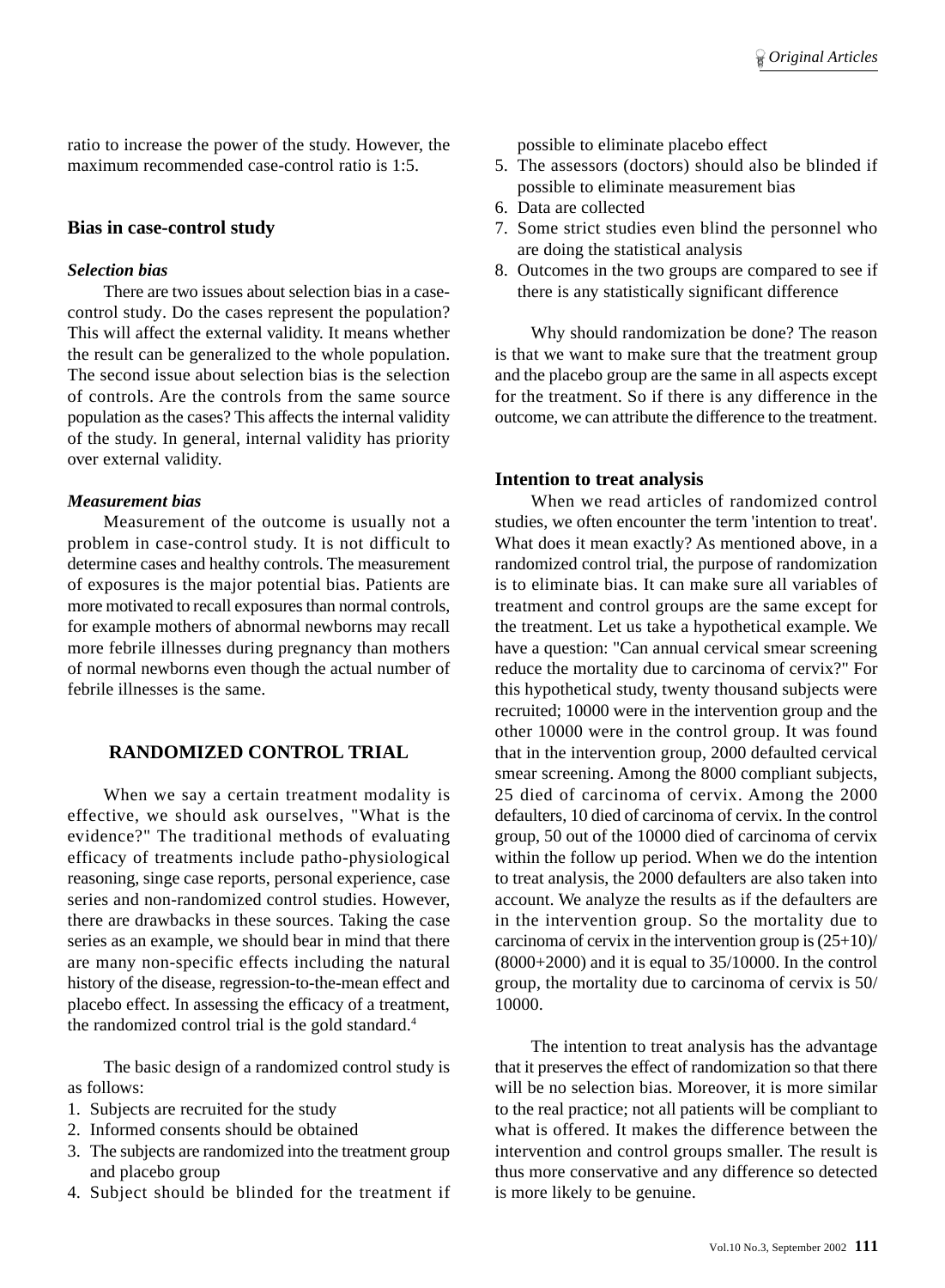ratio to increase the power of the study. However, the maximum recommended case-control ratio is 1:5.

## Bias in case-control study

### *Selection bias*

There are two issues about selection bias in a case-control study. Do the cases represent the population? This will affect the external validity. It means whether the result can be generalized to the whole population. The second issue about selection bias is the selection of controls. Are the controls from the same source population as the cases? This affects the internal validity of the study. In general, internal validity has priority over external validity.

### *Measurement bias*

Measurement of the outcome is usually not a problem in case-control study. It is not difficult to determine cases and healthy controls. The measurement of exposures is the major potential bias. Patients are more motivated to recall exposures than normal controls, for example mothers of abnormal newborns may recall more febrile illnesses during pregnancy than mothers of normal newborns even though the actual number of febrile illnesses is the same.

## RANDOMIZED CONTROL TRIAL

When we say a certain treatment modality is effective, we should ask ourselves, "What is the evidence?" The traditional methods of evaluating efficacy of treatments include patho-physiological reasoning, singe case reports, personal experience, case series and non-randomized control studies. However, there are drawbacks in these sources. Taking the case series as an example, we should bear in mind that there are many non-specific effects including the natural history of the disease, regression-to-the-mean effect and placebo effect. In assessing the efficacy of a treatment, the randomized control trial is the gold standard.[4]

The basic design of a randomized control study is as follows:

1. Subjects are recruited for the study
2. Informed consents should be obtained
3. The subjects are randomized into the treatment group and placebo group
4. Subject should be blinded for the treatment if possible to eliminate placebo effect
5. The assessors (doctors) should also be blinded if possible to eliminate measurement bias
6. Data are collected
7. Some strict studies even blind the personnel who are doing the statistical analysis
8. Outcomes in the two groups are compared to see if there is any statistically significant difference

Why should randomization be done? The reason is that we want to make sure that the treatment group and the placebo group are the same in all aspects except for the treatment. So if there is any difference in the outcome, we can attribute the difference to the treatment.

### Intention to treat analysis

When we read articles of randomized control studies, we often encounter the term 'intention to treat'. What does it mean exactly? As mentioned above, in a randomized control trial, the purpose of randomization is to eliminate bias. It can make sure all variables of treatment and control groups are the same except for the treatment. Let us take a hypothetical example. We have a question: "Can annual cervical smear screening reduce the mortality due to carcinoma of cervix?" For this hypothetical study, twenty thousand subjects were recruited; 10000 were in the intervention group and the other 10000 were in the control group. It was found that in the intervention group, 2000 defaulted cervical smear screening. Among the 8000 compliant subjects, 25 died of carcinoma of cervix. Among the 2000 defaulters, 10 died of carcinoma of cervix. In the control group, 50 out of the 10000 died of carcinoma of cervix within the follow up period. When we do the intention to treat analysis, the 2000 defaulters are also taken into account. We analyze the results as if the defaulters are in the intervention group. So the mortality due to carcinoma of cervix in the intervention group is (25+10)/(8000+2000) and it is equal to 35/10000. In the control group, the mortality due to carcinoma of cervix is 50/10000.

The intention to treat analysis has the advantage that it preserves the effect of randomization so that there will be no selection bias. Moreover, it is more similar to the real practice; not all patients will be compliant to what is offered. It makes the difference between the intervention and control groups smaller. The result is thus more conservative and any difference so detected is more likely to be genuine.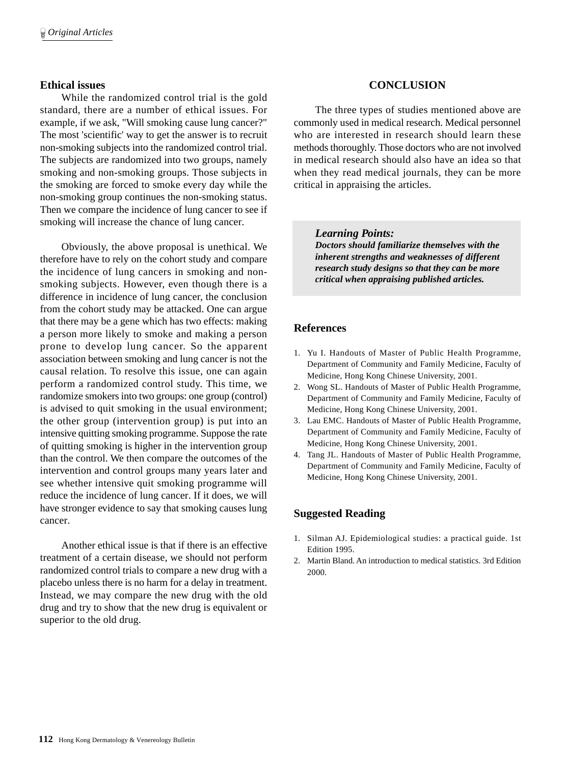### Ethical issues

While the randomized control trial is the gold standard, there are a number of ethical issues. For example, if we ask, "Will smoking cause lung cancer?" The most 'scientific' way to get the answer is to recruit non-smoking subjects into the randomized control trial. The subjects are randomized into two groups, namely smoking and non-smoking groups. Those subjects in the smoking are forced to smoke every day while the non-smoking group continues the non-smoking status. Then we compare the incidence of lung cancer to see if smoking will increase the chance of lung cancer.

Obviously, the above proposal is unethical. We therefore have to rely on the cohort study and compare the incidence of lung cancers in smoking and non-smoking subjects. However, even though there is a difference in incidence of lung cancer, the conclusion from the cohort study may be attacked. One can argue that there may be a gene which has two effects: making a person more likely to smoke and making a person prone to develop lung cancer. So the apparent association between smoking and lung cancer is not the causal relation. To resolve this issue, one can again perform a randomized control study. This time, we randomize smokers into two groups: one group (control) is advised to quit smoking in the usual environment; the other group (intervention group) is put into an intensive quitting smoking programme. Suppose the rate of quitting smoking is higher in the intervention group than the control. We then compare the outcomes of the intervention and control groups many years later and see whether intensive quit smoking programme will reduce the incidence of lung cancer. If it does, we will have stronger evidence to say that smoking causes lung cancer.

Another ethical issue is that if there is an effective treatment of a certain disease, we should not perform randomized control trials to compare a new drug with a placebo unless there is no harm for a delay in treatment. Instead, we may compare the new drug with the old drug and try to show that the new drug is equivalent or superior to the old drug.

## CONCLUSION

The three types of studies mentioned above are commonly used in medical research. Medical personnel who are interested in research should learn these methods thoroughly. Those doctors who are not involved in medical research should also have an idea so that when they read medical journals, they can be more critical in appraising the articles.

> ***Learning Points:***
> ***Doctors should familiarize themselves with the inherent strengths and weaknesses of different research study designs so that they can be more critical when appraising published articles.***

### References

1. Yu I. Handouts of Master of Public Health Programme, Department of Community and Family Medicine, Faculty of Medicine, Hong Kong Chinese University, 2001.
2. Wong SL. Handouts of Master of Public Health Programme, Department of Community and Family Medicine, Faculty of Medicine, Hong Kong Chinese University, 2001.
3. Lau EMC. Handouts of Master of Public Health Programme, Department of Community and Family Medicine, Faculty of Medicine, Hong Kong Chinese University, 2001.
4. Tang JL. Handouts of Master of Public Health Programme, Department of Community and Family Medicine, Faculty of Medicine, Hong Kong Chinese University, 2001.

### Suggested Reading

1. Silman AJ. Epidemiological studies: a practical guide. 1st Edition 1995.
2. Martin Bland. An introduction to medical statistics. 3rd Edition 2000.